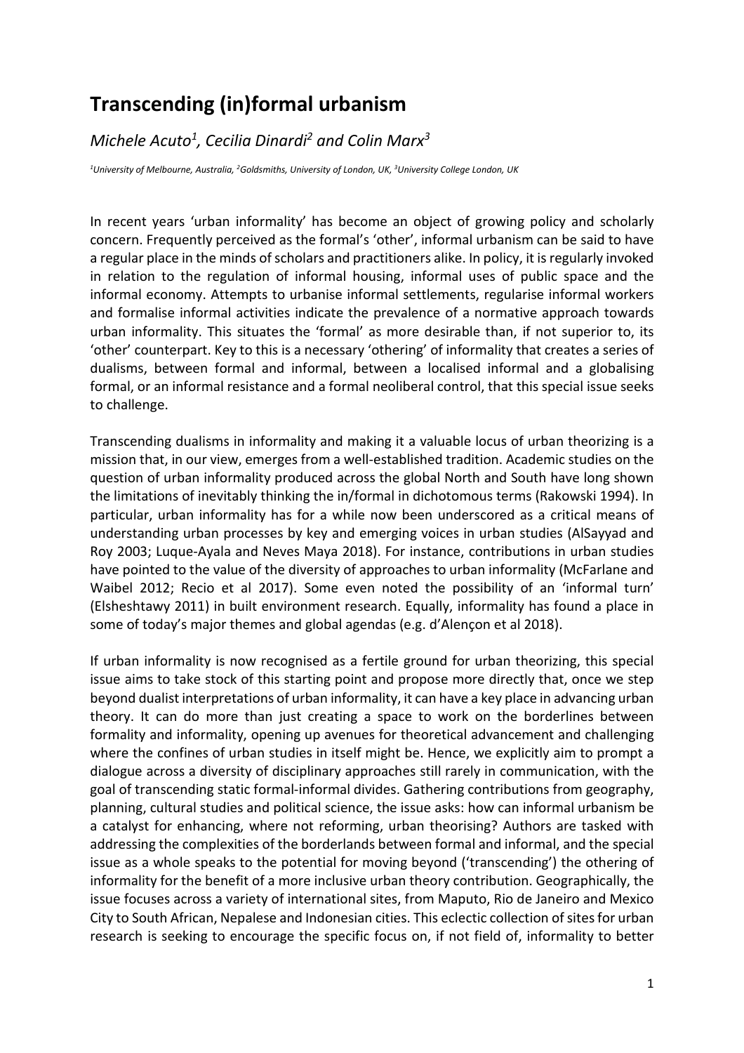# Transcending (in)formal urbanism

*Michele Acuto[1], Cecilia Dinardi[2] and Colin Marx[3]*

*[1]University of Melbourne, Australia, [2]Goldsmiths, University of London, UK, [3]University College London, UK*

In recent years 'urban informality' has become an object of growing policy and scholarly concern. Frequently perceived as the formal's 'other', informal urbanism can be said to have a regular place in the minds of scholars and practitioners alike. In policy, it is regularly invoked in relation to the regulation of informal housing, informal uses of public space and the informal economy. Attempts to urbanise informal settlements, regularise informal workers and formalise informal activities indicate the prevalence of a normative approach towards urban informality. This situates the 'formal' as more desirable than, if not superior to, its 'other' counterpart. Key to this is a necessary 'othering' of informality that creates a series of dualisms, between formal and informal, between a localised informal and a globalising formal, or an informal resistance and a formal neoliberal control, that this special issue seeks to challenge.

Transcending dualisms in informality and making it a valuable locus of urban theorizing is a mission that, in our view, emerges from a well-established tradition. Academic studies on the question of urban informality produced across the global North and South have long shown the limitations of inevitably thinking the in/formal in dichotomous terms (Rakowski 1994). In particular, urban informality has for a while now been underscored as a critical means of understanding urban processes by key and emerging voices in urban studies (AlSayyad and Roy 2003; Luque-Ayala and Neves Maya 2018). For instance, contributions in urban studies have pointed to the value of the diversity of approaches to urban informality (McFarlane and Waibel 2012; Recio et al 2017). Some even noted the possibility of an 'informal turn' (Elsheshtawy 2011) in built environment research. Equally, informality has found a place in some of today's major themes and global agendas (e.g. d'Alençon et al 2018).

If urban informality is now recognised as a fertile ground for urban theorizing, this special issue aims to take stock of this starting point and propose more directly that, once we step beyond dualist interpretations of urban informality, it can have a key place in advancing urban theory. It can do more than just creating a space to work on the borderlines between formality and informality, opening up avenues for theoretical advancement and challenging where the confines of urban studies in itself might be. Hence, we explicitly aim to prompt a dialogue across a diversity of disciplinary approaches still rarely in communication, with the goal of transcending static formal-informal divides. Gathering contributions from geography, planning, cultural studies and political science, the issue asks: how can informal urbanism be a catalyst for enhancing, where not reforming, urban theorising? Authors are tasked with addressing the complexities of the borderlands between formal and informal, and the special issue as a whole speaks to the potential for moving beyond ('transcending') the othering of informality for the benefit of a more inclusive urban theory contribution. Geographically, the issue focuses across a variety of international sites, from Maputo, Rio de Janeiro and Mexico City to South African, Nepalese and Indonesian cities. This eclectic collection of sites for urban research is seeking to encourage the specific focus on, if not field of, informality to better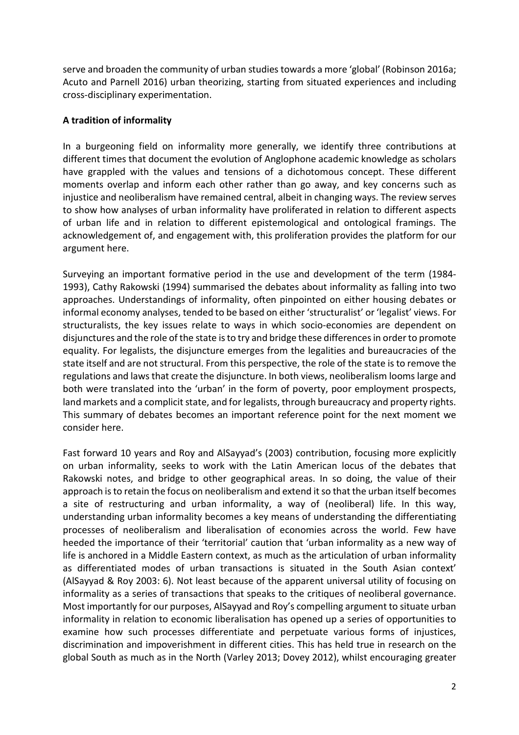serve and broaden the community of urban studies towards a more 'global' (Robinson 2016a; Acuto and Parnell 2016) urban theorizing, starting from situated experiences and including cross-disciplinary experimentation.

**A tradition of informality**

In a burgeoning field on informality more generally, we identify three contributions at different times that document the evolution of Anglophone academic knowledge as scholars have grappled with the values and tensions of a dichotomous concept. These different moments overlap and inform each other rather than go away, and key concerns such as injustice and neoliberalism have remained central, albeit in changing ways. The review serves to show how analyses of urban informality have proliferated in relation to different aspects of urban life and in relation to different epistemological and ontological framings. The acknowledgement of, and engagement with, this proliferation provides the platform for our argument here.

Surveying an important formative period in the use and development of the term (1984-1993), Cathy Rakowski (1994) summarised the debates about informality as falling into two approaches. Understandings of informality, often pinpointed on either housing debates or informal economy analyses, tended to be based on either 'structuralist' or 'legalist' views. For structuralists, the key issues relate to ways in which socio-economies are dependent on disjunctures and the role of the state is to try and bridge these differences in order to promote equality. For legalists, the disjuncture emerges from the legalities and bureaucracies of the state itself and are not structural. From this perspective, the role of the state is to remove the regulations and laws that create the disjuncture. In both views, neoliberalism looms large and both were translated into the 'urban' in the form of poverty, poor employment prospects, land markets and a complicit state, and for legalists, through bureaucracy and property rights. This summary of debates becomes an important reference point for the next moment we consider here.

Fast forward 10 years and Roy and AlSayyad's (2003) contribution, focusing more explicitly on urban informality, seeks to work with the Latin American locus of the debates that Rakowski notes, and bridge to other geographical areas. In so doing, the value of their approach is to retain the focus on neoliberalism and extend it so that the urban itself becomes a site of restructuring and urban informality, a way of (neoliberal) life. In this way, understanding urban informality becomes a key means of understanding the differentiating processes of neoliberalism and liberalisation of economies across the world. Few have heeded the importance of their 'territorial' caution that 'urban informality as a new way of life is anchored in a Middle Eastern context, as much as the articulation of urban informality as differentiated modes of urban transactions is situated in the South Asian context' (AlSayyad & Roy 2003: 6). Not least because of the apparent universal utility of focusing on informality as a series of transactions that speaks to the critiques of neoliberal governance. Most importantly for our purposes, AlSayyad and Roy's compelling argument to situate urban informality in relation to economic liberalisation has opened up a series of opportunities to examine how such processes differentiate and perpetuate various forms of injustices, discrimination and impoverishment in different cities. This has held true in research on the global South as much as in the North (Varley 2013; Dovey 2012), whilst encouraging greater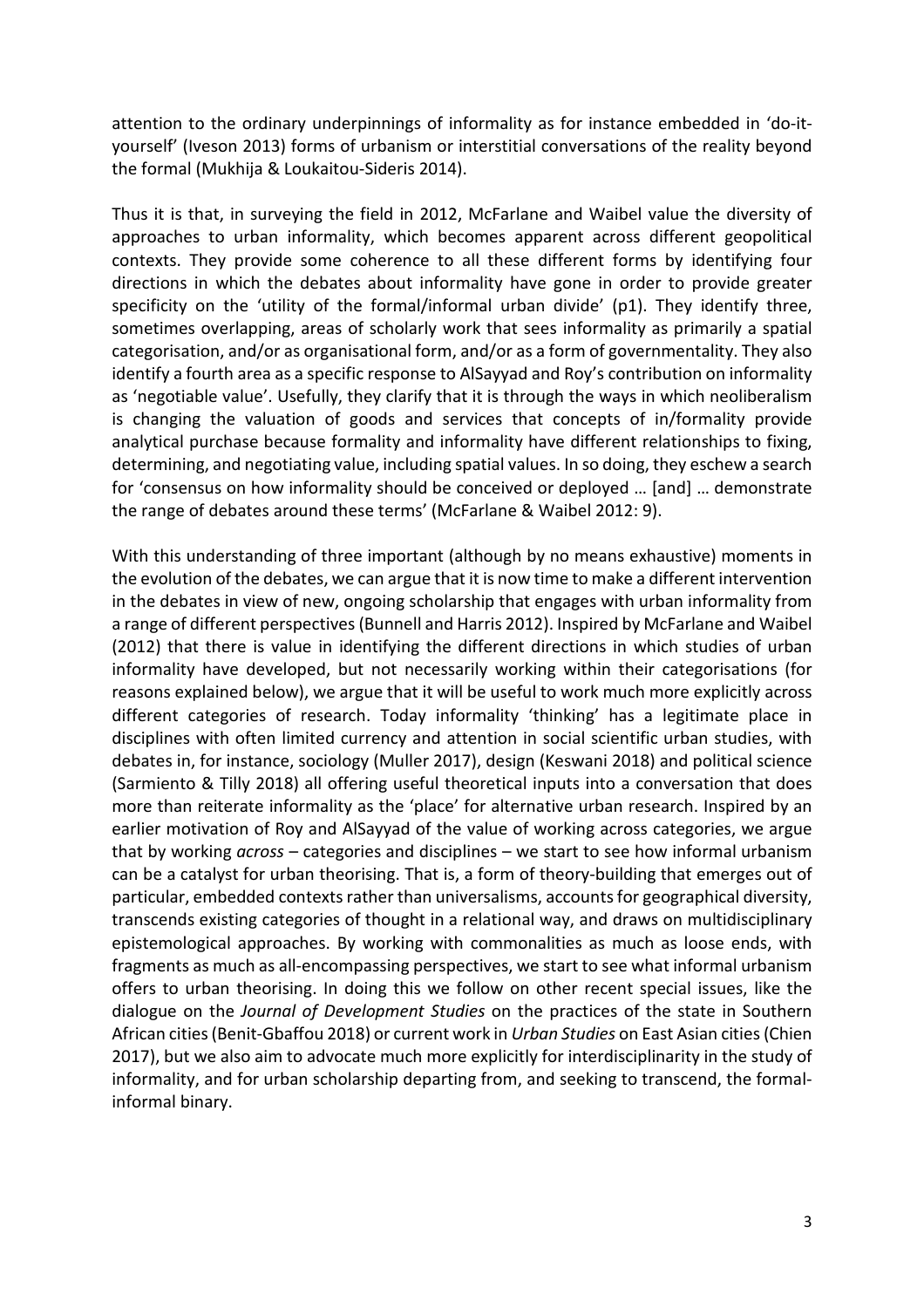attention to the ordinary underpinnings of informality as for instance embedded in 'do-it-yourself' (Iveson 2013) forms of urbanism or interstitial conversations of the reality beyond the formal (Mukhija & Loukaitou-Sideris 2014).

Thus it is that, in surveying the field in 2012, McFarlane and Waibel value the diversity of approaches to urban informality, which becomes apparent across different geopolitical contexts. They provide some coherence to all these different forms by identifying four directions in which the debates about informality have gone in order to provide greater specificity on the 'utility of the formal/informal urban divide' (p1). They identify three, sometimes overlapping, areas of scholarly work that sees informality as primarily a spatial categorisation, and/or as organisational form, and/or as a form of governmentality. They also identify a fourth area as a specific response to AlSayyad and Roy's contribution on informality as 'negotiable value'. Usefully, they clarify that it is through the ways in which neoliberalism is changing the valuation of goods and services that concepts of in/formality provide analytical purchase because formality and informality have different relationships to fixing, determining, and negotiating value, including spatial values. In so doing, they eschew a search for 'consensus on how informality should be conceived or deployed … [and] … demonstrate the range of debates around these terms' (McFarlane & Waibel 2012: 9).

With this understanding of three important (although by no means exhaustive) moments in the evolution of the debates, we can argue that it is now time to make a different intervention in the debates in view of new, ongoing scholarship that engages with urban informality from a range of different perspectives (Bunnell and Harris 2012). Inspired by McFarlane and Waibel (2012) that there is value in identifying the different directions in which studies of urban informality have developed, but not necessarily working within their categorisations (for reasons explained below), we argue that it will be useful to work much more explicitly across different categories of research. Today informality 'thinking' has a legitimate place in disciplines with often limited currency and attention in social scientific urban studies, with debates in, for instance, sociology (Muller 2017), design (Keswani 2018) and political science (Sarmiento & Tilly 2018) all offering useful theoretical inputs into a conversation that does more than reiterate informality as the 'place' for alternative urban research. Inspired by an earlier motivation of Roy and AlSayyad of the value of working across categories, we argue that by working *across* – categories and disciplines – we start to see how informal urbanism can be a catalyst for urban theorising. That is, a form of theory-building that emerges out of particular, embedded contexts rather than universalisms, accounts for geographical diversity, transcends existing categories of thought in a relational way, and draws on multidisciplinary epistemological approaches. By working with commonalities as much as loose ends, with fragments as much as all-encompassing perspectives, we start to see what informal urbanism offers to urban theorising. In doing this we follow on other recent special issues, like the dialogue on the *Journal of Development Studies* on the practices of the state in Southern African cities (Benit-Gbaffou 2018) or current work in *Urban Studies* on East Asian cities (Chien 2017), but we also aim to advocate much more explicitly for interdisciplinarity in the study of informality, and for urban scholarship departing from, and seeking to transcend, the formal-informal binary.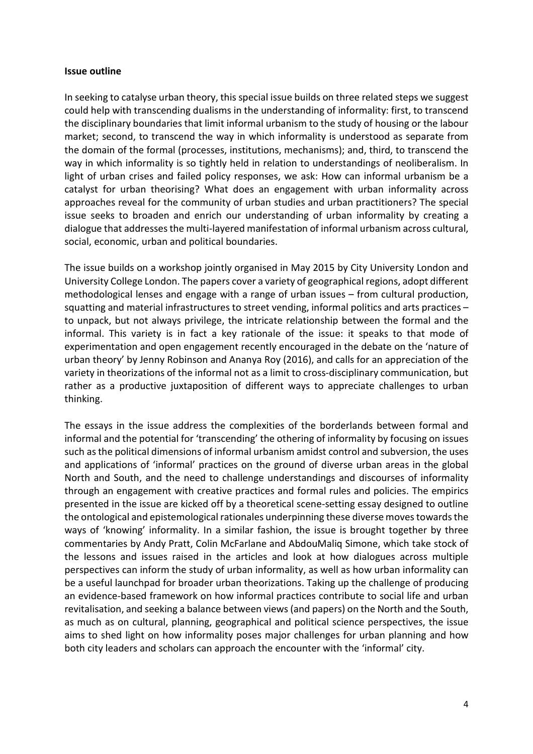**Issue outline**

In seeking to catalyse urban theory, this special issue builds on three related steps we suggest could help with transcending dualisms in the understanding of informality: first, to transcend the disciplinary boundaries that limit informal urbanism to the study of housing or the labour market; second, to transcend the way in which informality is understood as separate from the domain of the formal (processes, institutions, mechanisms); and, third, to transcend the way in which informality is so tightly held in relation to understandings of neoliberalism. In light of urban crises and failed policy responses, we ask: How can informal urbanism be a catalyst for urban theorising? What does an engagement with urban informality across approaches reveal for the community of urban studies and urban practitioners? The special issue seeks to broaden and enrich our understanding of urban informality by creating a dialogue that addresses the multi-layered manifestation of informal urbanism across cultural, social, economic, urban and political boundaries.

The issue builds on a workshop jointly organised in May 2015 by City University London and University College London. The papers cover a variety of geographical regions, adopt different methodological lenses and engage with a range of urban issues – from cultural production, squatting and material infrastructures to street vending, informal politics and arts practices – to unpack, but not always privilege, the intricate relationship between the formal and the informal. This variety is in fact a key rationale of the issue: it speaks to that mode of experimentation and open engagement recently encouraged in the debate on the 'nature of urban theory' by Jenny Robinson and Ananya Roy (2016), and calls for an appreciation of the variety in theorizations of the informal not as a limit to cross-disciplinary communication, but rather as a productive juxtaposition of different ways to appreciate challenges to urban thinking.

The essays in the issue address the complexities of the borderlands between formal and informal and the potential for 'transcending' the othering of informality by focusing on issues such as the political dimensions of informal urbanism amidst control and subversion, the uses and applications of 'informal' practices on the ground of diverse urban areas in the global North and South, and the need to challenge understandings and discourses of informality through an engagement with creative practices and formal rules and policies. The empirics presented in the issue are kicked off by a theoretical scene-setting essay designed to outline the ontological and epistemological rationales underpinning these diverse moves towards the ways of 'knowing' informality. In a similar fashion, the issue is brought together by three commentaries by Andy Pratt, Colin McFarlane and AbdouMaliq Simone, which take stock of the lessons and issues raised in the articles and look at how dialogues across multiple perspectives can inform the study of urban informality, as well as how urban informality can be a useful launchpad for broader urban theorizations. Taking up the challenge of producing an evidence-based framework on how informal practices contribute to social life and urban revitalisation, and seeking a balance between views (and papers) on the North and the South, as much as on cultural, planning, geographical and political science perspectives, the issue aims to shed light on how informality poses major challenges for urban planning and how both city leaders and scholars can approach the encounter with the 'informal' city.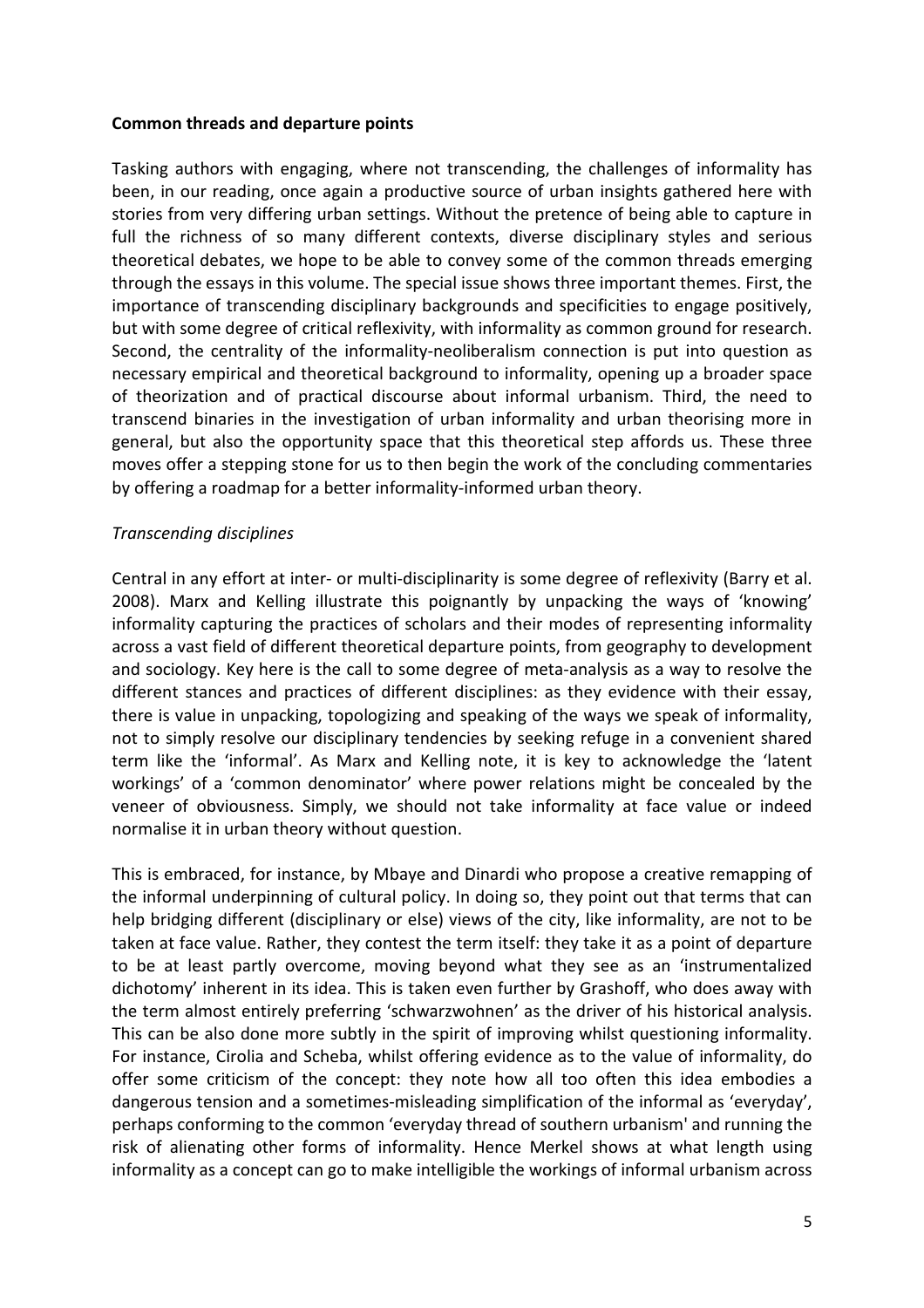**Common threads and departure points**

Tasking authors with engaging, where not transcending, the challenges of informality has been, in our reading, once again a productive source of urban insights gathered here with stories from very differing urban settings. Without the pretence of being able to capture in full the richness of so many different contexts, diverse disciplinary styles and serious theoretical debates, we hope to be able to convey some of the common threads emerging through the essays in this volume. The special issue shows three important themes. First, the importance of transcending disciplinary backgrounds and specificities to engage positively, but with some degree of critical reflexivity, with informality as common ground for research. Second, the centrality of the informality-neoliberalism connection is put into question as necessary empirical and theoretical background to informality, opening up a broader space of theorization and of practical discourse about informal urbanism. Third, the need to transcend binaries in the investigation of urban informality and urban theorising more in general, but also the opportunity space that this theoretical step affords us. These three moves offer a stepping stone for us to then begin the work of the concluding commentaries by offering a roadmap for a better informality-informed urban theory.

*Transcending disciplines*

Central in any effort at inter- or multi-disciplinarity is some degree of reflexivity (Barry et al. 2008). Marx and Kelling illustrate this poignantly by unpacking the ways of 'knowing' informality capturing the practices of scholars and their modes of representing informality across a vast field of different theoretical departure points, from geography to development and sociology. Key here is the call to some degree of meta-analysis as a way to resolve the different stances and practices of different disciplines: as they evidence with their essay, there is value in unpacking, topologizing and speaking of the ways we speak of informality, not to simply resolve our disciplinary tendencies by seeking refuge in a convenient shared term like the 'informal'. As Marx and Kelling note, it is key to acknowledge the 'latent workings' of a 'common denominator' where power relations might be concealed by the veneer of obviousness. Simply, we should not take informality at face value or indeed normalise it in urban theory without question.

This is embraced, for instance, by Mbaye and Dinardi who propose a creative remapping of the informal underpinning of cultural policy. In doing so, they point out that terms that can help bridging different (disciplinary or else) views of the city, like informality, are not to be taken at face value. Rather, they contest the term itself: they take it as a point of departure to be at least partly overcome, moving beyond what they see as an 'instrumentalized dichotomy' inherent in its idea. This is taken even further by Grashoff, who does away with the term almost entirely preferring 'schwarzwohnen' as the driver of his historical analysis. This can be also done more subtly in the spirit of improving whilst questioning informality. For instance, Cirolia and Scheba, whilst offering evidence as to the value of informality, do offer some criticism of the concept: they note how all too often this idea embodies a dangerous tension and a sometimes-misleading simplification of the informal as 'everyday', perhaps conforming to the common 'everyday thread of southern urbanism' and running the risk of alienating other forms of informality. Hence Merkel shows at what length using informality as a concept can go to make intelligible the workings of informal urbanism across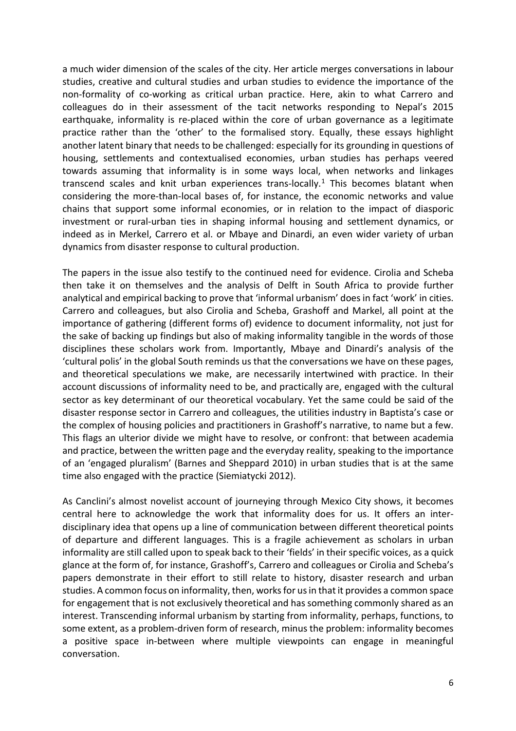a much wider dimension of the scales of the city. Her article merges conversations in labour studies, creative and cultural studies and urban studies to evidence the importance of the non-formality of co-working as critical urban practice. Here, akin to what Carrero and colleagues do in their assessment of the tacit networks responding to Nepal's 2015 earthquake, informality is re-placed within the core of urban governance as a legitimate practice rather than the 'other' to the formalised story. Equally, these essays highlight another latent binary that needs to be challenged: especially for its grounding in questions of housing, settlements and contextualised economies, urban studies has perhaps veered towards assuming that informality is in some ways local, when networks and linkages transcend scales and knit urban experiences trans-locally.[1] This becomes blatant when considering the more-than-local bases of, for instance, the economic networks and value chains that support some informal economies, or in relation to the impact of diasporic investment or rural-urban ties in shaping informal housing and settlement dynamics, or indeed as in Merkel, Carrero et al. or Mbaye and Dinardi, an even wider variety of urban dynamics from disaster response to cultural production.

The papers in the issue also testify to the continued need for evidence. Cirolia and Scheba then take it on themselves and the analysis of Delft in South Africa to provide further analytical and empirical backing to prove that 'informal urbanism' does in fact 'work' in cities. Carrero and colleagues, but also Cirolia and Scheba, Grashoff and Markel, all point at the importance of gathering (different forms of) evidence to document informality, not just for the sake of backing up findings but also of making informality tangible in the words of those disciplines these scholars work from. Importantly, Mbaye and Dinardi's analysis of the 'cultural polis' in the global South reminds us that the conversations we have on these pages, and theoretical speculations we make, are necessarily intertwined with practice. In their account discussions of informality need to be, and practically are, engaged with the cultural sector as key determinant of our theoretical vocabulary. Yet the same could be said of the disaster response sector in Carrero and colleagues, the utilities industry in Baptista's case or the complex of housing policies and practitioners in Grashoff's narrative, to name but a few. This flags an ulterior divide we might have to resolve, or confront: that between academia and practice, between the written page and the everyday reality, speaking to the importance of an 'engaged pluralism' (Barnes and Sheppard 2010) in urban studies that is at the same time also engaged with the practice (Siemiatycki 2012).

As Canclini's almost novelist account of journeying through Mexico City shows, it becomes central here to acknowledge the work that informality does for us. It offers an inter-disciplinary idea that opens up a line of communication between different theoretical points of departure and different languages. This is a fragile achievement as scholars in urban informality are still called upon to speak back to their 'fields' in their specific voices, as a quick glance at the form of, for instance, Grashoff's, Carrero and colleagues or Cirolia and Scheba's papers demonstrate in their effort to still relate to history, disaster research and urban studies. A common focus on informality, then, works for us in that it provides a common space for engagement that is not exclusively theoretical and has something commonly shared as an interest. Transcending informal urbanism by starting from informality, perhaps, functions, to some extent, as a problem-driven form of research, minus the problem: informality becomes a positive space in-between where multiple viewpoints can engage in meaningful conversation.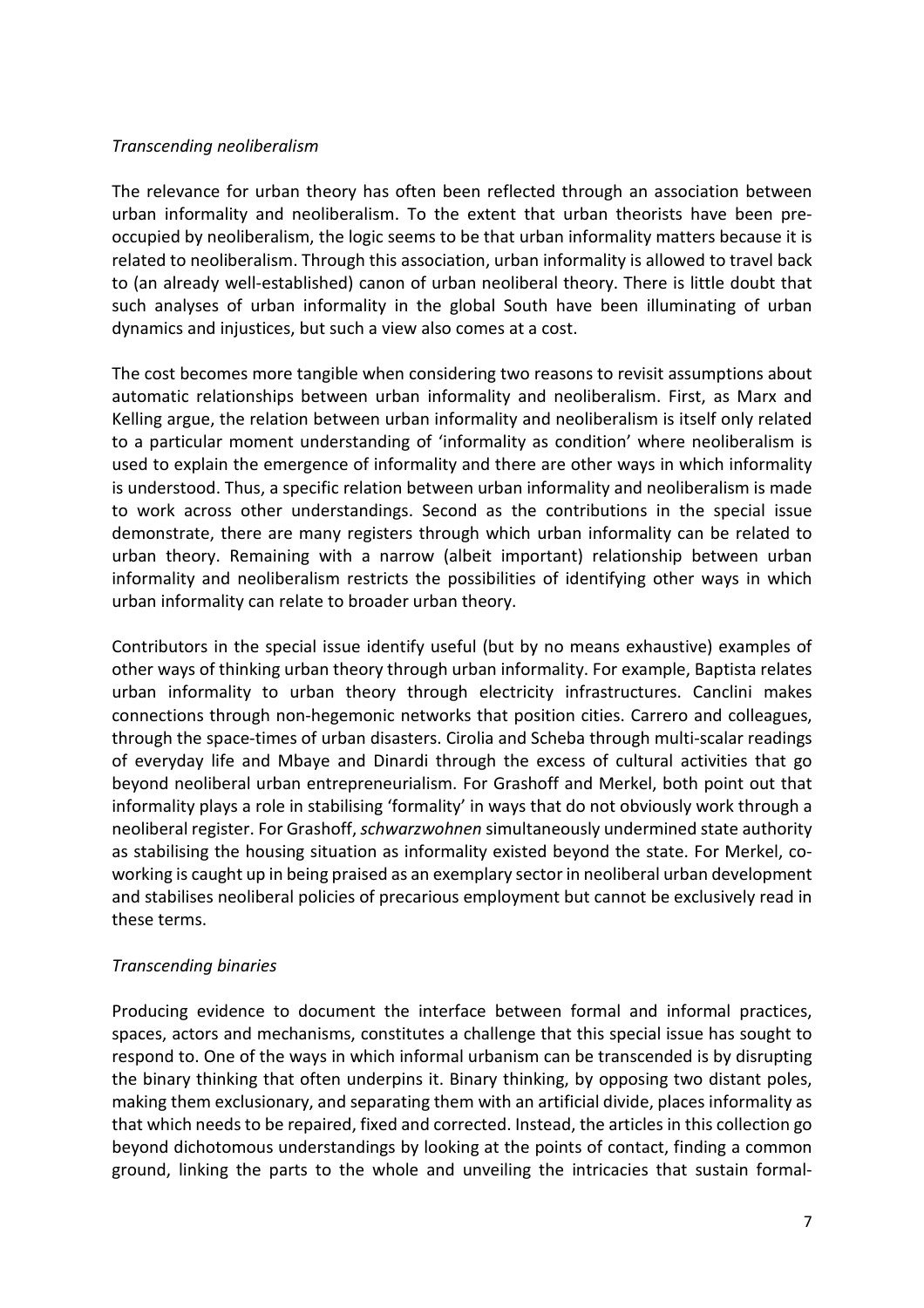*Transcending neoliberalism*

The relevance for urban theory has often been reflected through an association between urban informality and neoliberalism. To the extent that urban theorists have been pre-occupied by neoliberalism, the logic seems to be that urban informality matters because it is related to neoliberalism. Through this association, urban informality is allowed to travel back to (an already well-established) canon of urban neoliberal theory. There is little doubt that such analyses of urban informality in the global South have been illuminating of urban dynamics and injustices, but such a view also comes at a cost.

The cost becomes more tangible when considering two reasons to revisit assumptions about automatic relationships between urban informality and neoliberalism. First, as Marx and Kelling argue, the relation between urban informality and neoliberalism is itself only related to a particular moment understanding of 'informality as condition' where neoliberalism is used to explain the emergence of informality and there are other ways in which informality is understood. Thus, a specific relation between urban informality and neoliberalism is made to work across other understandings. Second as the contributions in the special issue demonstrate, there are many registers through which urban informality can be related to urban theory. Remaining with a narrow (albeit important) relationship between urban informality and neoliberalism restricts the possibilities of identifying other ways in which urban informality can relate to broader urban theory.

Contributors in the special issue identify useful (but by no means exhaustive) examples of other ways of thinking urban theory through urban informality. For example, Baptista relates urban informality to urban theory through electricity infrastructures. Canclini makes connections through non-hegemonic networks that position cities. Carrero and colleagues, through the space-times of urban disasters. Cirolia and Scheba through multi-scalar readings of everyday life and Mbaye and Dinardi through the excess of cultural activities that go beyond neoliberal urban entrepreneurialism. For Grashoff and Merkel, both point out that informality plays a role in stabilising 'formality' in ways that do not obviously work through a neoliberal register. For Grashoff, *schwarzwohnen* simultaneously undermined state authority as stabilising the housing situation as informality existed beyond the state. For Merkel, co-working is caught up in being praised as an exemplary sector in neoliberal urban development and stabilises neoliberal policies of precarious employment but cannot be exclusively read in these terms.

*Transcending binaries*

Producing evidence to document the interface between formal and informal practices, spaces, actors and mechanisms, constitutes a challenge that this special issue has sought to respond to. One of the ways in which informal urbanism can be transcended is by disrupting the binary thinking that often underpins it. Binary thinking, by opposing two distant poles, making them exclusionary, and separating them with an artificial divide, places informality as that which needs to be repaired, fixed and corrected. Instead, the articles in this collection go beyond dichotomous understandings by looking at the points of contact, finding a common ground, linking the parts to the whole and unveiling the intricacies that sustain formal-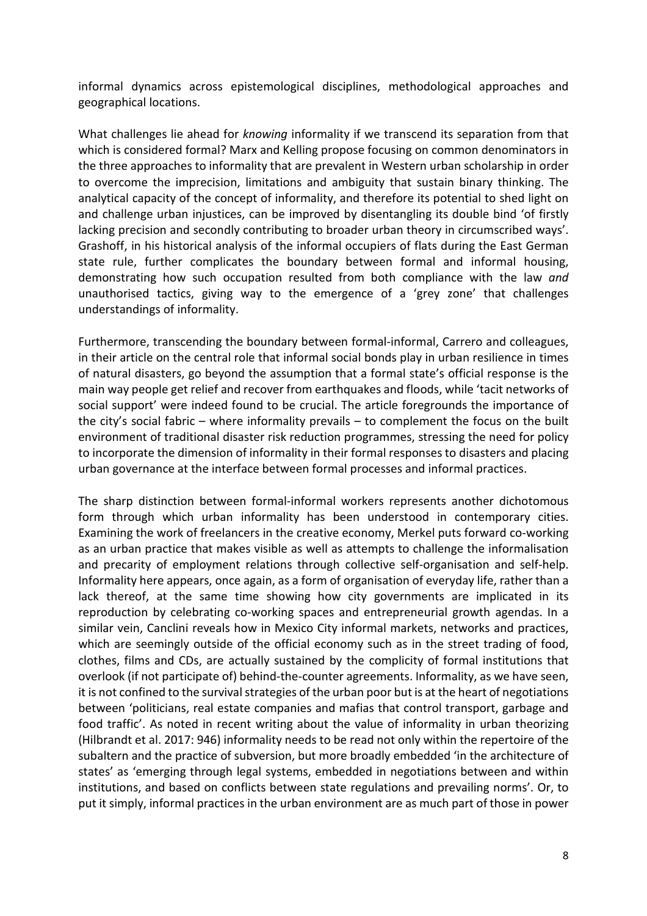informal dynamics across epistemological disciplines, methodological approaches and geographical locations.

What challenges lie ahead for *knowing* informality if we transcend its separation from that which is considered formal? Marx and Kelling propose focusing on common denominators in the three approaches to informality that are prevalent in Western urban scholarship in order to overcome the imprecision, limitations and ambiguity that sustain binary thinking. The analytical capacity of the concept of informality, and therefore its potential to shed light on and challenge urban injustices, can be improved by disentangling its double bind 'of firstly lacking precision and secondly contributing to broader urban theory in circumscribed ways'. Grashoff, in his historical analysis of the informal occupiers of flats during the East German state rule, further complicates the boundary between formal and informal housing, demonstrating how such occupation resulted from both compliance with the law *and* unauthorised tactics, giving way to the emergence of a 'grey zone' that challenges understandings of informality.

Furthermore, transcending the boundary between formal-informal, Carrero and colleagues, in their article on the central role that informal social bonds play in urban resilience in times of natural disasters, go beyond the assumption that a formal state's official response is the main way people get relief and recover from earthquakes and floods, while 'tacit networks of social support' were indeed found to be crucial. The article foregrounds the importance of the city's social fabric – where informality prevails – to complement the focus on the built environment of traditional disaster risk reduction programmes, stressing the need for policy to incorporate the dimension of informality in their formal responses to disasters and placing urban governance at the interface between formal processes and informal practices.

The sharp distinction between formal-informal workers represents another dichotomous form through which urban informality has been understood in contemporary cities. Examining the work of freelancers in the creative economy, Merkel puts forward co-working as an urban practice that makes visible as well as attempts to challenge the informalisation and precarity of employment relations through collective self-organisation and self-help. Informality here appears, once again, as a form of organisation of everyday life, rather than a lack thereof, at the same time showing how city governments are implicated in its reproduction by celebrating co-working spaces and entrepreneurial growth agendas. In a similar vein, Canclini reveals how in Mexico City informal markets, networks and practices, which are seemingly outside of the official economy such as in the street trading of food, clothes, films and CDs, are actually sustained by the complicity of formal institutions that overlook (if not participate of) behind-the-counter agreements. Informality, as we have seen, it is not confined to the survival strategies of the urban poor but is at the heart of negotiations between 'politicians, real estate companies and mafias that control transport, garbage and food traffic'. As noted in recent writing about the value of informality in urban theorizing (Hilbrandt et al. 2017: 946) informality needs to be read not only within the repertoire of the subaltern and the practice of subversion, but more broadly embedded 'in the architecture of states' as 'emerging through legal systems, embedded in negotiations between and within institutions, and based on conflicts between state regulations and prevailing norms'. Or, to put it simply, informal practices in the urban environment are as much part of those in power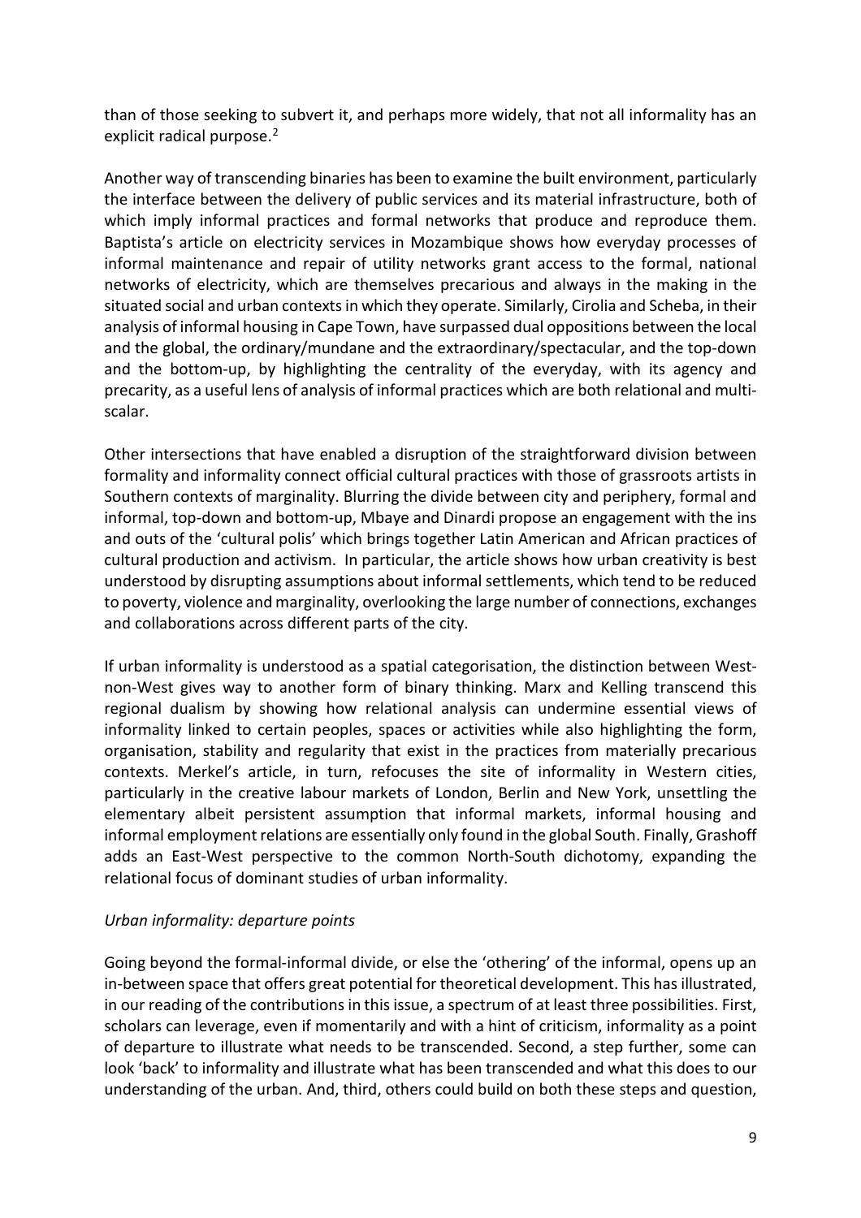than of those seeking to subvert it, and perhaps more widely, that not all informality has an explicit radical purpose.[2]

Another way of transcending binaries has been to examine the built environment, particularly the interface between the delivery of public services and its material infrastructure, both of which imply informal practices and formal networks that produce and reproduce them. Baptista's article on electricity services in Mozambique shows how everyday processes of informal maintenance and repair of utility networks grant access to the formal, national networks of electricity, which are themselves precarious and always in the making in the situated social and urban contexts in which they operate. Similarly, Cirolia and Scheba, in their analysis of informal housing in Cape Town, have surpassed dual oppositions between the local and the global, the ordinary/mundane and the extraordinary/spectacular, and the top-down and the bottom-up, by highlighting the centrality of the everyday, with its agency and precarity, as a useful lens of analysis of informal practices which are both relational and multi-scalar.

Other intersections that have enabled a disruption of the straightforward division between formality and informality connect official cultural practices with those of grassroots artists in Southern contexts of marginality. Blurring the divide between city and periphery, formal and informal, top-down and bottom-up, Mbaye and Dinardi propose an engagement with the ins and outs of the 'cultural polis' which brings together Latin American and African practices of cultural production and activism. In particular, the article shows how urban creativity is best understood by disrupting assumptions about informal settlements, which tend to be reduced to poverty, violence and marginality, overlooking the large number of connections, exchanges and collaborations across different parts of the city.

If urban informality is understood as a spatial categorisation, the distinction between West-non-West gives way to another form of binary thinking. Marx and Kelling transcend this regional dualism by showing how relational analysis can undermine essential views of informality linked to certain peoples, spaces or activities while also highlighting the form, organisation, stability and regularity that exist in the practices from materially precarious contexts. Merkel's article, in turn, refocuses the site of informality in Western cities, particularly in the creative labour markets of London, Berlin and New York, unsettling the elementary albeit persistent assumption that informal markets, informal housing and informal employment relations are essentially only found in the global South. Finally, Grashoff adds an East-West perspective to the common North-South dichotomy, expanding the relational focus of dominant studies of urban informality.

*Urban informality: departure points*

Going beyond the formal-informal divide, or else the 'othering' of the informal, opens up an in-between space that offers great potential for theoretical development. This has illustrated, in our reading of the contributions in this issue, a spectrum of at least three possibilities. First, scholars can leverage, even if momentarily and with a hint of criticism, informality as a point of departure to illustrate what needs to be transcended. Second, a step further, some can look 'back' to informality and illustrate what has been transcended and what this does to our understanding of the urban. And, third, others could build on both these steps and question,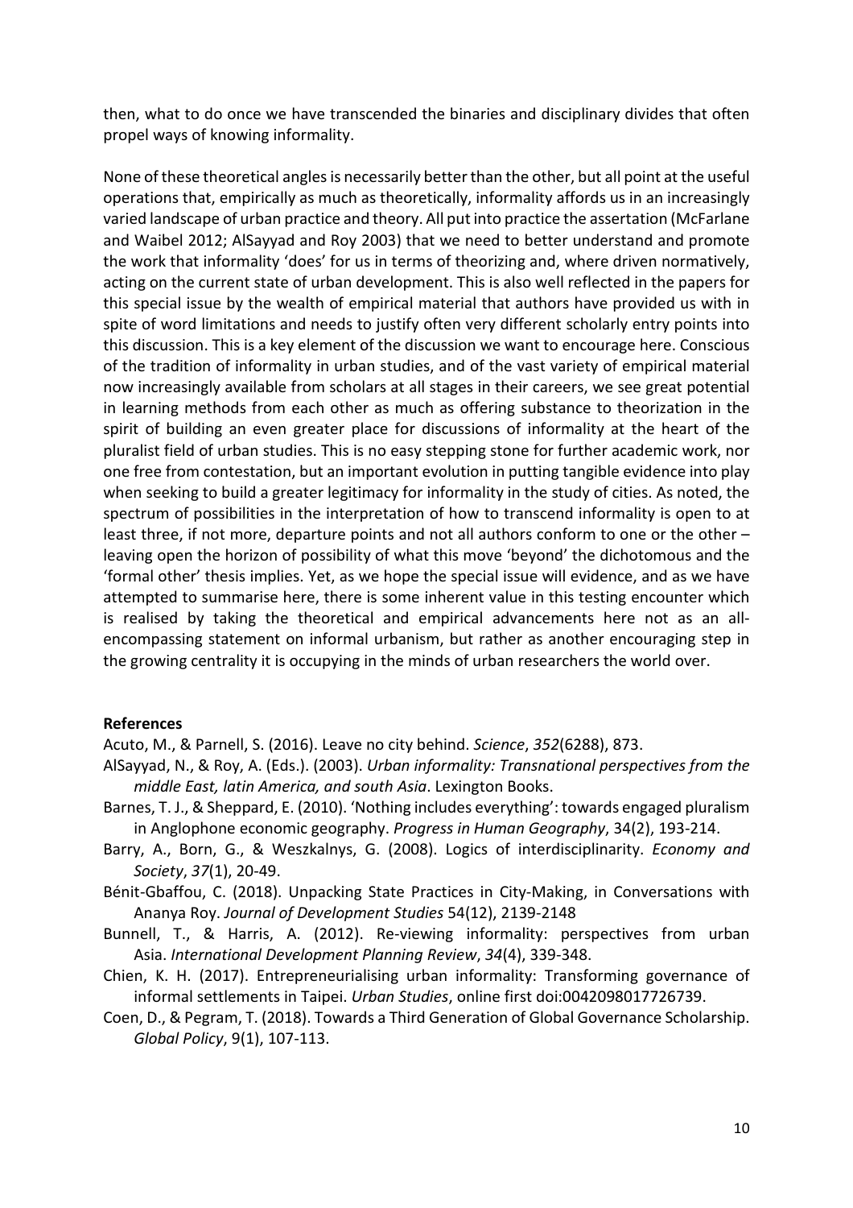then, what to do once we have transcended the binaries and disciplinary divides that often propel ways of knowing informality.

None of these theoretical angles is necessarily better than the other, but all point at the useful operations that, empirically as much as theoretically, informality affords us in an increasingly varied landscape of urban practice and theory. All put into practice the assertation (McFarlane and Waibel 2012; AlSayyad and Roy 2003) that we need to better understand and promote the work that informality 'does' for us in terms of theorizing and, where driven normatively, acting on the current state of urban development. This is also well reflected in the papers for this special issue by the wealth of empirical material that authors have provided us with in spite of word limitations and needs to justify often very different scholarly entry points into this discussion. This is a key element of the discussion we want to encourage here. Conscious of the tradition of informality in urban studies, and of the vast variety of empirical material now increasingly available from scholars at all stages in their careers, we see great potential in learning methods from each other as much as offering substance to theorization in the spirit of building an even greater place for discussions of informality at the heart of the pluralist field of urban studies. This is no easy stepping stone for further academic work, nor one free from contestation, but an important evolution in putting tangible evidence into play when seeking to build a greater legitimacy for informality in the study of cities. As noted, the spectrum of possibilities in the interpretation of how to transcend informality is open to at least three, if not more, departure points and not all authors conform to one or the other – leaving open the horizon of possibility of what this move 'beyond' the dichotomous and the 'formal other' thesis implies. Yet, as we hope the special issue will evidence, and as we have attempted to summarise here, there is some inherent value in this testing encounter which is realised by taking the theoretical and empirical advancements here not as an all-encompassing statement on informal urbanism, but rather as another encouraging step in the growing centrality it is occupying in the minds of urban researchers the world over.

**References**

Acuto, M., & Parnell, S. (2016). Leave no city behind. *Science*, *352*(6288), 873.

AlSayyad, N., & Roy, A. (Eds.). (2003). *Urban informality: Transnational perspectives from the middle East, latin America, and south Asia*. Lexington Books.

Barnes, T. J., & Sheppard, E. (2010). 'Nothing includes everything': towards engaged pluralism in Anglophone economic geography. *Progress in Human Geography*, 34(2), 193-214.

Barry, A., Born, G., & Weszkalnys, G. (2008). Logics of interdisciplinarity. *Economy and Society*, *37*(1), 20-49.

Bénit-Gbaffou, C. (2018). Unpacking State Practices in City-Making, in Conversations with Ananya Roy. *Journal of Development Studies* 54(12), 2139-2148

Bunnell, T., & Harris, A. (2012). Re-viewing informality: perspectives from urban Asia. *International Development Planning Review*, *34*(4), 339-348.

Chien, K. H. (2017). Entrepreneurialising urban informality: Transforming governance of informal settlements in Taipei. *Urban Studies*, online first doi:0042098017726739.

Coen, D., & Pegram, T. (2018). Towards a Third Generation of Global Governance Scholarship. *Global Policy*, 9(1), 107-113.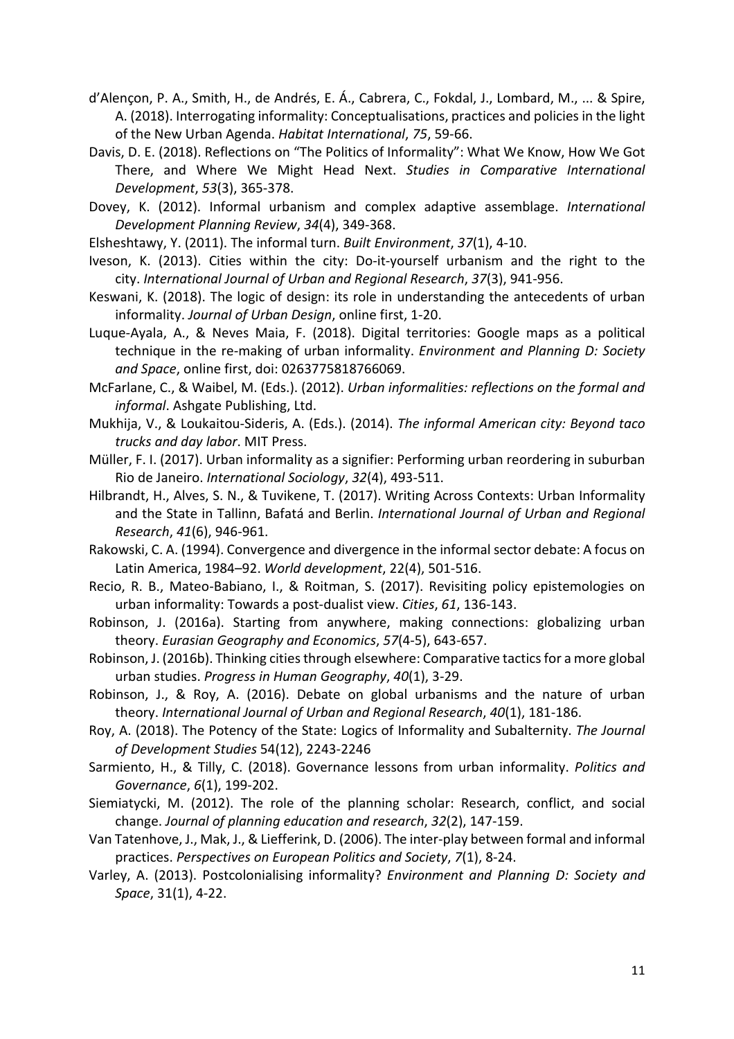d'Alençon, P. A., Smith, H., de Andrés, E. Á., Cabrera, C., Fokdal, J., Lombard, M., ... & Spire, A. (2018). Interrogating informality: Conceptualisations, practices and policies in the light of the New Urban Agenda. *Habitat International*, *75*, 59-66.

Davis, D. E. (2018). Reflections on "The Politics of Informality": What We Know, How We Got There, and Where We Might Head Next. *Studies in Comparative International Development*, *53*(3), 365-378.

Dovey, K. (2012). Informal urbanism and complex adaptive assemblage. *International Development Planning Review*, *34*(4), 349-368.

Elsheshtawy, Y. (2011). The informal turn. *Built Environment*, *37*(1), 4-10.

Iveson, K. (2013). Cities within the city: Do-it-yourself urbanism and the right to the city. *International Journal of Urban and Regional Research*, *37*(3), 941-956.

Keswani, K. (2018). The logic of design: its role in understanding the antecedents of urban informality. *Journal of Urban Design*, online first, 1-20.

Luque-Ayala, A., & Neves Maia, F. (2018). Digital territories: Google maps as a political technique in the re-making of urban informality. *Environment and Planning D: Society and Space*, online first, doi: 0263775818766069.

McFarlane, C., & Waibel, M. (Eds.). (2012). *Urban informalities: reflections on the formal and informal*. Ashgate Publishing, Ltd.

Mukhija, V., & Loukaitou-Sideris, A. (Eds.). (2014). *The informal American city: Beyond taco trucks and day labor*. MIT Press.

Müller, F. I. (2017). Urban informality as a signifier: Performing urban reordering in suburban Rio de Janeiro. *International Sociology*, *32*(4), 493-511.

Hilbrandt, H., Alves, S. N., & Tuvikene, T. (2017). Writing Across Contexts: Urban Informality and the State in Tallinn, Bafatá and Berlin. *International Journal of Urban and Regional Research*, *41*(6), 946-961.

Rakowski, C. A. (1994). Convergence and divergence in the informal sector debate: A focus on Latin America, 1984–92. *World development*, 22(4), 501-516.

Recio, R. B., Mateo-Babiano, I., & Roitman, S. (2017). Revisiting policy epistemologies on urban informality: Towards a post-dualist view. *Cities*, *61*, 136-143.

Robinson, J. (2016a). Starting from anywhere, making connections: globalizing urban theory. *Eurasian Geography and Economics*, *57*(4-5), 643-657.

Robinson, J. (2016b). Thinking cities through elsewhere: Comparative tactics for a more global urban studies. *Progress in Human Geography*, *40*(1), 3-29.

Robinson, J., & Roy, A. (2016). Debate on global urbanisms and the nature of urban theory. *International Journal of Urban and Regional Research*, *40*(1), 181-186.

Roy, A. (2018). The Potency of the State: Logics of Informality and Subalternity. *The Journal of Development Studies* 54(12), 2243-2246

Sarmiento, H., & Tilly, C. (2018). Governance lessons from urban informality. *Politics and Governance*, *6*(1), 199-202.

Siemiatycki, M. (2012). The role of the planning scholar: Research, conflict, and social change. *Journal of planning education and research*, *32*(2), 147-159.

Van Tatenhove, J., Mak, J., & Liefferink, D. (2006). The inter-play between formal and informal practices. *Perspectives on European Politics and Society*, *7*(1), 8-24.

Varley, A. (2013). Postcolonialising informality? *Environment and Planning D: Society and Space*, 31(1), 4-22.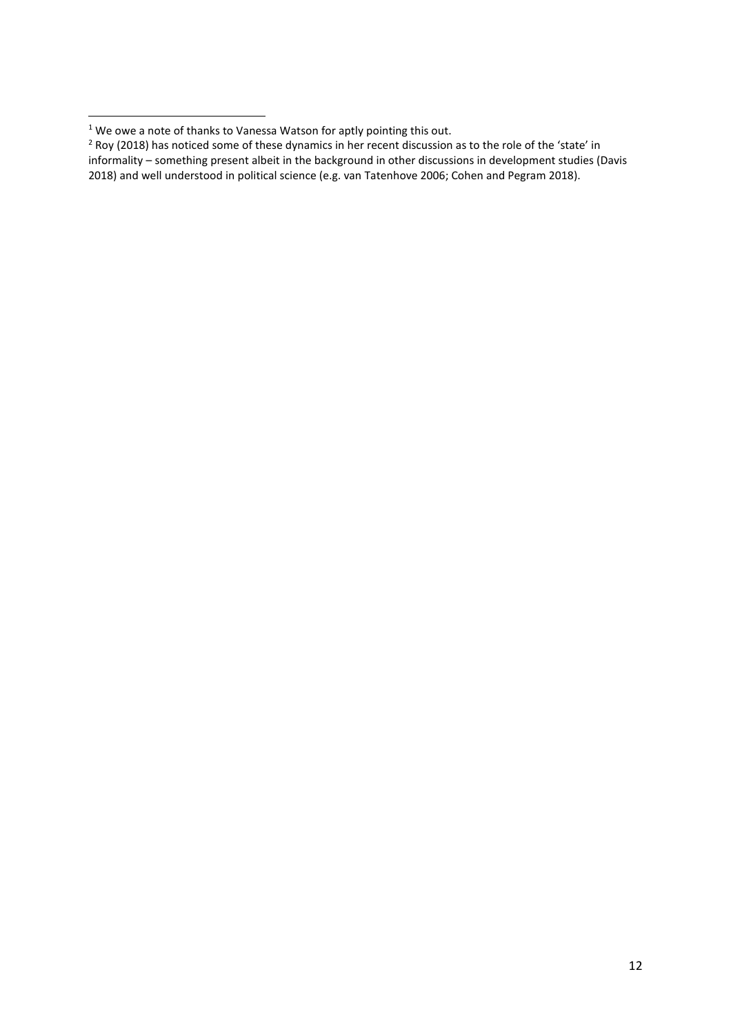[1] We owe a note of thanks to Vanessa Watson for aptly pointing this out.

[2] Roy (2018) has noticed some of these dynamics in her recent discussion as to the role of the 'state' in informality – something present albeit in the background in other discussions in development studies (Davis 2018) and well understood in political science (e.g. van Tatenhove 2006; Cohen and Pegram 2018).